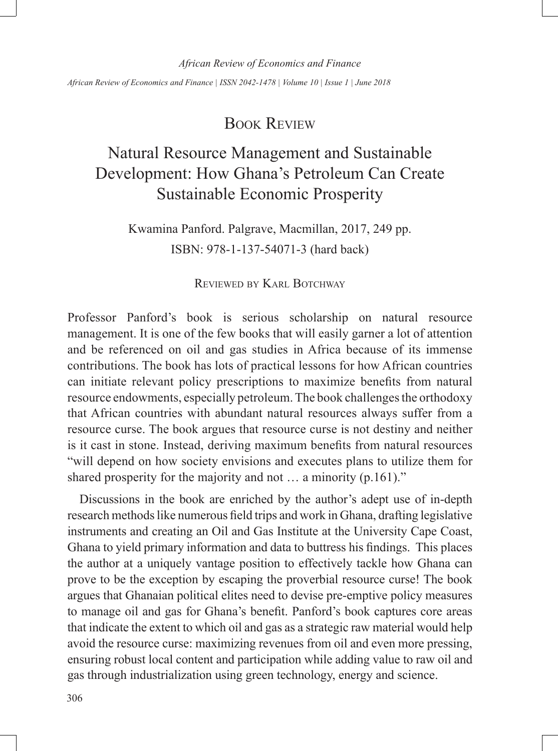# Book Review

## Natural Resource Management and Sustainable Development: How Ghana's Petroleum Can Create Sustainable Economic Prosperity

Kwamina Panford. Palgrave, Macmillan, 2017, 249 pp.
ISBN: 978-1-137-54071-3 (hard back)

Reviewed by Karl Botchway

Professor Panford's book is serious scholarship on natural resource management. It is one of the few books that will easily garner a lot of attention and be referenced on oil and gas studies in Africa because of its immense contributions. The book has lots of practical lessons for how African countries can initiate relevant policy prescriptions to maximize benefits from natural resource endowments, especially petroleum. The book challenges the orthodoxy that African countries with abundant natural resources always suffer from a resource curse. The book argues that resource curse is not destiny and neither is it cast in stone. Instead, deriving maximum benefits from natural resources "will depend on how society envisions and executes plans to utilize them for shared prosperity for the majority and not … a minority (p.161)."

Discussions in the book are enriched by the author's adept use of in-depth research methods like numerous field trips and work in Ghana, drafting legislative instruments and creating an Oil and Gas Institute at the University Cape Coast, Ghana to yield primary information and data to buttress his findings. This places the author at a uniquely vantage position to effectively tackle how Ghana can prove to be the exception by escaping the proverbial resource curse! The book argues that Ghanaian political elites need to devise pre-emptive policy measures to manage oil and gas for Ghana's benefit. Panford's book captures core areas that indicate the extent to which oil and gas as a strategic raw material would help avoid the resource curse: maximizing revenues from oil and even more pressing, ensuring robust local content and participation while adding value to raw oil and gas through industrialization using green technology, energy and science.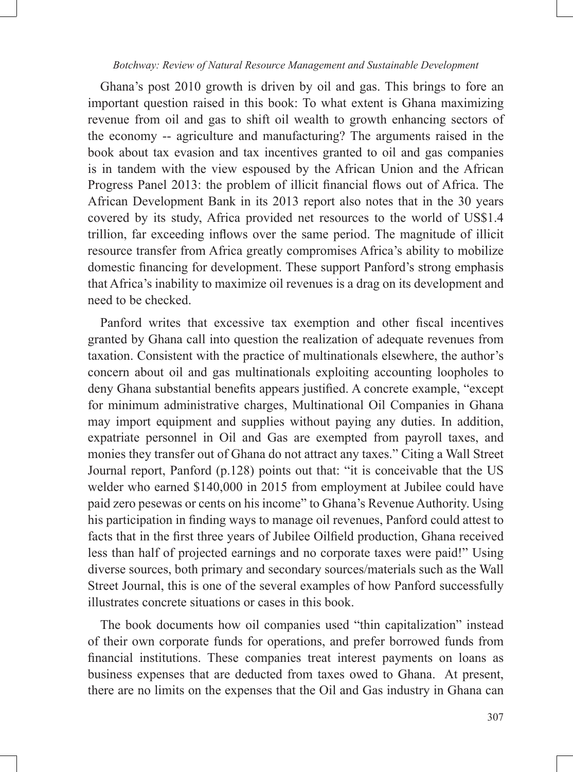Ghana's post 2010 growth is driven by oil and gas. This brings to fore an important question raised in this book: To what extent is Ghana maximizing revenue from oil and gas to shift oil wealth to growth enhancing sectors of the economy -- agriculture and manufacturing? The arguments raised in the book about tax evasion and tax incentives granted to oil and gas companies is in tandem with the view espoused by the African Union and the African Progress Panel 2013: the problem of illicit financial flows out of Africa. The African Development Bank in its 2013 report also notes that in the 30 years covered by its study, Africa provided net resources to the world of US$1.4 trillion, far exceeding inflows over the same period. The magnitude of illicit resource transfer from Africa greatly compromises Africa's ability to mobilize domestic financing for development. These support Panford's strong emphasis that Africa's inability to maximize oil revenues is a drag on its development and need to be checked.

Panford writes that excessive tax exemption and other fiscal incentives granted by Ghana call into question the realization of adequate revenues from taxation. Consistent with the practice of multinationals elsewhere, the author's concern about oil and gas multinationals exploiting accounting loopholes to deny Ghana substantial benefits appears justified. A concrete example, "except for minimum administrative charges, Multinational Oil Companies in Ghana may import equipment and supplies without paying any duties. In addition, expatriate personnel in Oil and Gas are exempted from payroll taxes, and monies they transfer out of Ghana do not attract any taxes." Citing a Wall Street Journal report, Panford (p.128) points out that: "it is conceivable that the US welder who earned $140,000 in 2015 from employment at Jubilee could have paid zero pesewas or cents on his income" to Ghana's Revenue Authority. Using his participation in finding ways to manage oil revenues, Panford could attest to facts that in the first three years of Jubilee Oilfield production, Ghana received less than half of projected earnings and no corporate taxes were paid!" Using diverse sources, both primary and secondary sources/materials such as the Wall Street Journal, this is one of the several examples of how Panford successfully illustrates concrete situations or cases in this book.

The book documents how oil companies used "thin capitalization" instead of their own corporate funds for operations, and prefer borrowed funds from financial institutions. These companies treat interest payments on loans as business expenses that are deducted from taxes owed to Ghana. At present, there are no limits on the expenses that the Oil and Gas industry in Ghana can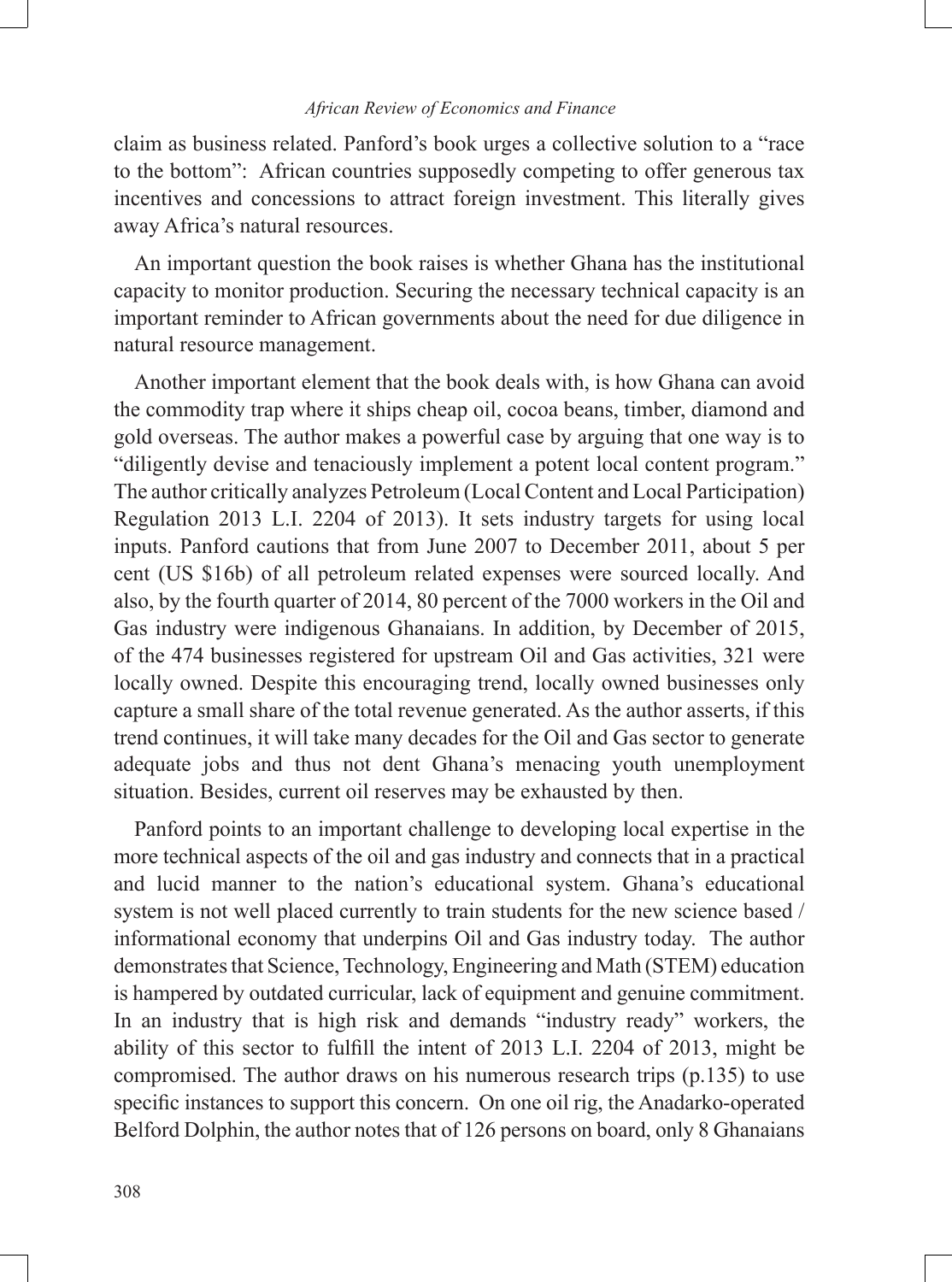claim as business related. Panford's book urges a collective solution to a "race to the bottom": African countries supposedly competing to offer generous tax incentives and concessions to attract foreign investment. This literally gives away Africa's natural resources.

An important question the book raises is whether Ghana has the institutional capacity to monitor production. Securing the necessary technical capacity is an important reminder to African governments about the need for due diligence in natural resource management.

Another important element that the book deals with, is how Ghana can avoid the commodity trap where it ships cheap oil, cocoa beans, timber, diamond and gold overseas. The author makes a powerful case by arguing that one way is to "diligently devise and tenaciously implement a potent local content program." The author critically analyzes Petroleum (Local Content and Local Participation) Regulation 2013 L.I. 2204 of 2013). It sets industry targets for using local inputs. Panford cautions that from June 2007 to December 2011, about 5 per cent (US $16b) of all petroleum related expenses were sourced locally. And also, by the fourth quarter of 2014, 80 percent of the 7000 workers in the Oil and Gas industry were indigenous Ghanaians. In addition, by December of 2015, of the 474 businesses registered for upstream Oil and Gas activities, 321 were locally owned. Despite this encouraging trend, locally owned businesses only capture a small share of the total revenue generated. As the author asserts, if this trend continues, it will take many decades for the Oil and Gas sector to generate adequate jobs and thus not dent Ghana's menacing youth unemployment situation. Besides, current oil reserves may be exhausted by then.

Panford points to an important challenge to developing local expertise in the more technical aspects of the oil and gas industry and connects that in a practical and lucid manner to the nation's educational system. Ghana's educational system is not well placed currently to train students for the new science based / informational economy that underpins Oil and Gas industry today. The author demonstrates that Science, Technology, Engineering and Math (STEM) education is hampered by outdated curricular, lack of equipment and genuine commitment. In an industry that is high risk and demands "industry ready" workers, the ability of this sector to fulfill the intent of 2013 L.I. 2204 of 2013, might be compromised. The author draws on his numerous research trips (p.135) to use specific instances to support this concern. On one oil rig, the Anadarko-operated Belford Dolphin, the author notes that of 126 persons on board, only 8 Ghanaians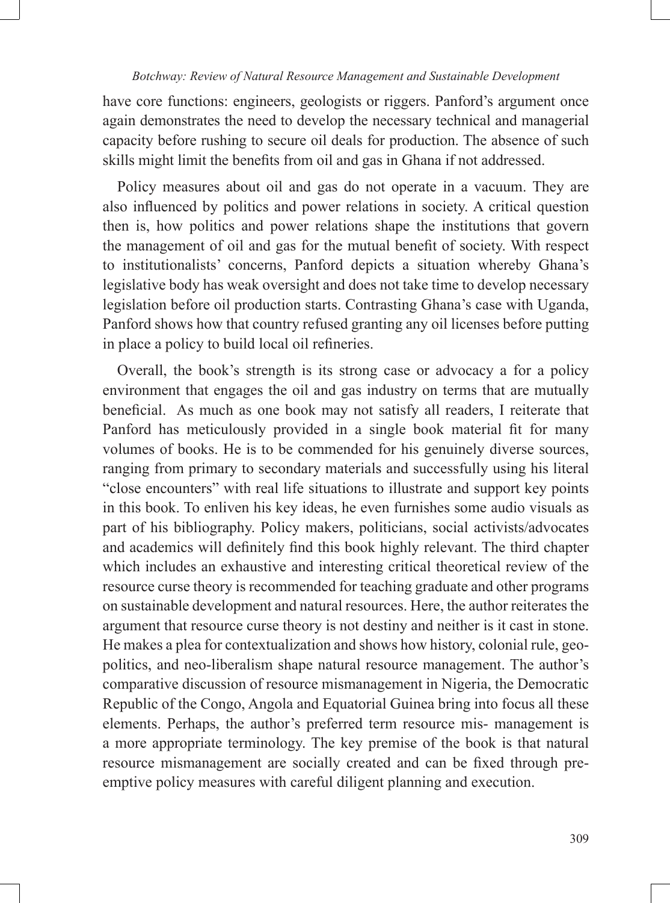have core functions: engineers, geologists or riggers. Panford's argument once again demonstrates the need to develop the necessary technical and managerial capacity before rushing to secure oil deals for production. The absence of such skills might limit the benefits from oil and gas in Ghana if not addressed.

Policy measures about oil and gas do not operate in a vacuum. They are also influenced by politics and power relations in society. A critical question then is, how politics and power relations shape the institutions that govern the management of oil and gas for the mutual benefit of society. With respect to institutionalists' concerns, Panford depicts a situation whereby Ghana's legislative body has weak oversight and does not take time to develop necessary legislation before oil production starts. Contrasting Ghana's case with Uganda, Panford shows how that country refused granting any oil licenses before putting in place a policy to build local oil refineries.

Overall, the book's strength is its strong case or advocacy a for a policy environment that engages the oil and gas industry on terms that are mutually beneficial. As much as one book may not satisfy all readers, I reiterate that Panford has meticulously provided in a single book material fit for many volumes of books. He is to be commended for his genuinely diverse sources, ranging from primary to secondary materials and successfully using his literal "close encounters" with real life situations to illustrate and support key points in this book. To enliven his key ideas, he even furnishes some audio visuals as part of his bibliography. Policy makers, politicians, social activists/advocates and academics will definitely find this book highly relevant. The third chapter which includes an exhaustive and interesting critical theoretical review of the resource curse theory is recommended for teaching graduate and other programs on sustainable development and natural resources. Here, the author reiterates the argument that resource curse theory is not destiny and neither is it cast in stone. He makes a plea for contextualization and shows how history, colonial rule, geo-politics, and neo-liberalism shape natural resource management. The author's comparative discussion of resource mismanagement in Nigeria, the Democratic Republic of the Congo, Angola and Equatorial Guinea bring into focus all these elements. Perhaps, the author's preferred term resource mis- management is a more appropriate terminology. The key premise of the book is that natural resource mismanagement are socially created and can be fixed through pre-emptive policy measures with careful diligent planning and execution.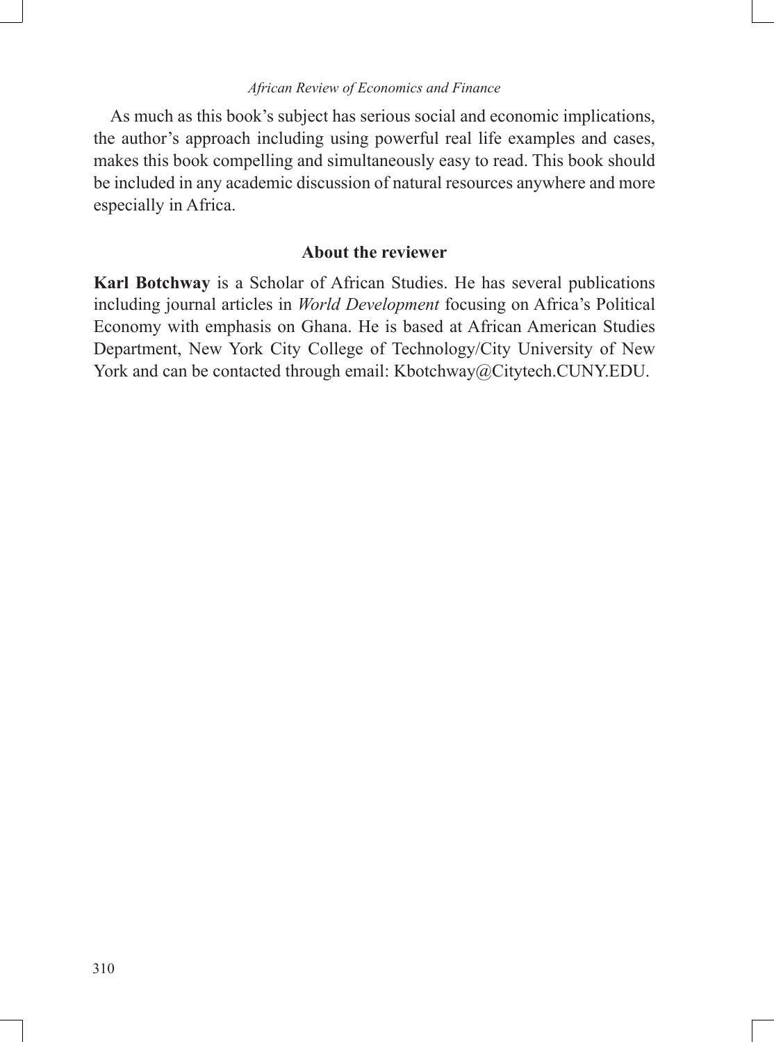As much as this book's subject has serious social and economic implications, the author's approach including using powerful real life examples and cases, makes this book compelling and simultaneously easy to read. This book should be included in any academic discussion of natural resources anywhere and more especially in Africa.

### About the reviewer

**Karl Botchway** is a Scholar of African Studies. He has several publications including journal articles in *World Development* focusing on Africa's Political Economy with emphasis on Ghana. He is based at African American Studies Department, New York City College of Technology/City University of New York and can be contacted through email: Kbotchway@Citytech.CUNY.EDU.